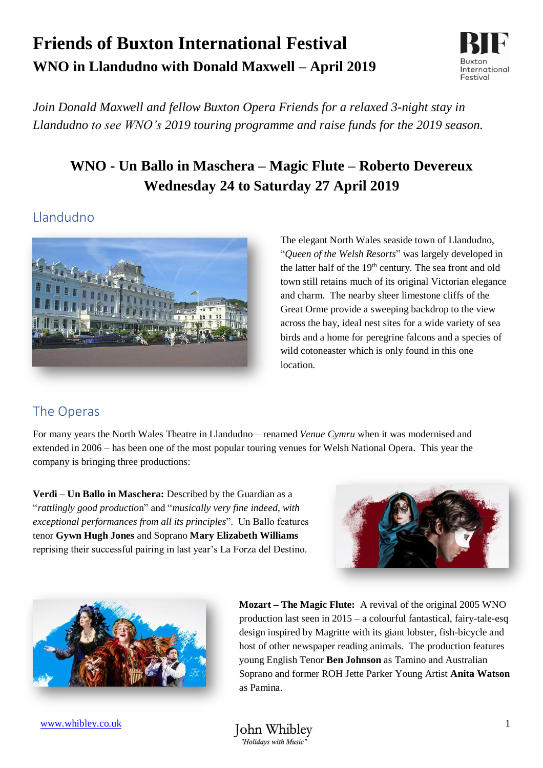# Friends of Buxton International Festival

## WNO in Llandudno with Donald Maxwell – April 2019

*Join Donald Maxwell and fellow Buxton Opera Friends for a relaxed 3-night stay in Llandudno to see WNO's 2019 touring programme and raise funds for the 2019 season.*

### WNO - Un Ballo in Maschera – Magic Flute – Roberto Devereux
### Wednesday 24 to Saturday 27 April 2019

## Llandudno

The elegant North Wales seaside town of Llandudno, "*Queen of the Welsh Resorts*" was largely developed in the latter half of the 19th century. The sea front and old town still retains much of its original Victorian elegance and charm. The nearby sheer limestone cliffs of the Great Orme provide a sweeping backdrop to the view across the bay, ideal nest sites for a wide variety of sea birds and a home for peregrine falcons and a species of wild cotoneaster which is only found in this one location.

## The Operas

For many years the North Wales Theatre in Llandudno – renamed *Venue Cymru* when it was modernised and extended in 2006 – has been one of the most popular touring venues for Welsh National Opera. This year the company is bringing three productions:

**Verdi – Un Ballo in Maschera:** Described by the Guardian as a "*rattlingly good productio*n" and "*musically very fine indeed, with exceptional performances from all its principles*". Un Ballo features tenor **Gywn Hugh Jones** and Soprano **Mary Elizabeth Williams** reprising their successful pairing in last year's La Forza del Destino.

**Mozart – The Magic Flute:** A revival of the original 2005 WNO production last seen in 2015 – a colourful fantastical, fairy-tale-esq design inspired by Magritte with its giant lobster, fish-bicycle and host of other newspaper reading animals. The production features young English Tenor **Ben Johnson** as Tamino and Australian Soprano and former ROH Jette Parker Young Artist **Anita Watson** as Pamina.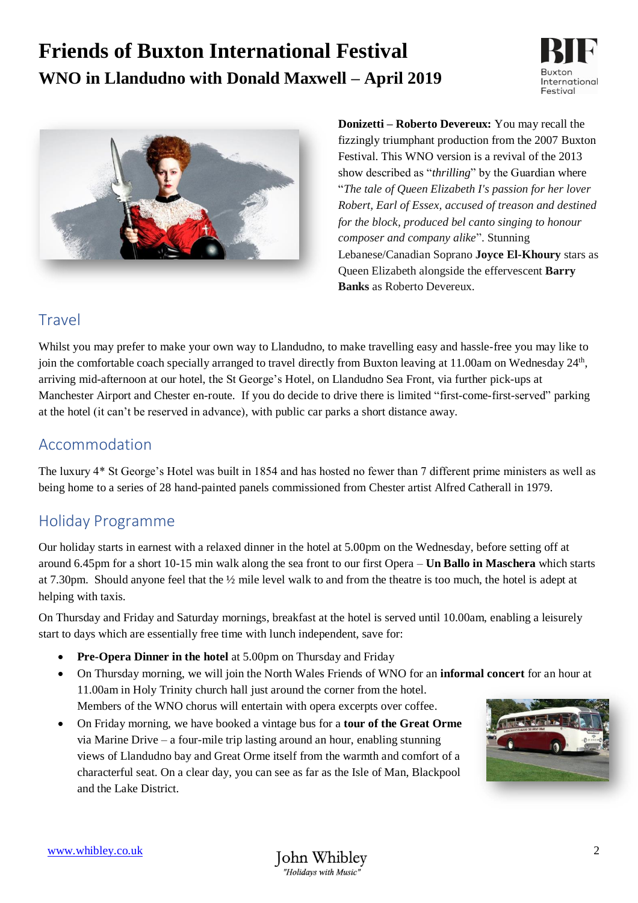# Friends of Buxton International Festival

## WNO in Llandudno with Donald Maxwell – April 2019

**Donizetti – Roberto Devereux:** You may recall the fizzingly triumphant production from the 2007 Buxton Festival. This WNO version is a revival of the 2013 show described as "*thrilling*" by the Guardian where "*The tale of Queen Elizabeth I's passion for her lover Robert, Earl of Essex, accused of treason and destined for the block, produced bel canto singing to honour composer and company alike*". Stunning Lebanese/Canadian Soprano **Joyce El-Khoury** stars as Queen Elizabeth alongside the effervescent **Barry Banks** as Roberto Devereux.

## Travel

Whilst you may prefer to make your own way to Llandudno, to make travelling easy and hassle-free you may like to join the comfortable coach specially arranged to travel directly from Buxton leaving at 11.00am on Wednesday 24th, arriving mid-afternoon at our hotel, the St George's Hotel, on Llandudno Sea Front, via further pick-ups at Manchester Airport and Chester en-route. If you do decide to drive there is limited "first-come-first-served" parking at the hotel (it can't be reserved in advance), with public car parks a short distance away.

## Accommodation

The luxury 4* St George's Hotel was built in 1854 and has hosted no fewer than 7 different prime ministers as well as being home to a series of 28 hand-painted panels commissioned from Chester artist Alfred Catherall in 1979.

## Holiday Programme

Our holiday starts in earnest with a relaxed dinner in the hotel at 5.00pm on the Wednesday, before setting off at around 6.45pm for a short 10-15 min walk along the sea front to our first Opera – **Un Ballo in Maschera** which starts at 7.30pm. Should anyone feel that the ½ mile level walk to and from the theatre is too much, the hotel is adept at helping with taxis.

On Thursday and Friday and Saturday mornings, breakfast at the hotel is served until 10.00am, enabling a leisurely start to days which are essentially free time with lunch independent, save for:

- **Pre-Opera Dinner in the hotel** at 5.00pm on Thursday and Friday
- On Thursday morning, we will join the North Wales Friends of WNO for an **informal concert** for an hour at 11.00am in Holy Trinity church hall just around the corner from the hotel. Members of the WNO chorus will entertain with opera excerpts over coffee.
- On Friday morning, we have booked a vintage bus for a **tour of the Great Orme** via Marine Drive – a four-mile trip lasting around an hour, enabling stunning views of Llandudno bay and Great Orme itself from the warmth and comfort of a characterful seat. On a clear day, you can see as far as the Isle of Man, Blackpool and the Lake District.

www.whibley.co.uk

John Whibley
*"Holidays with Music"*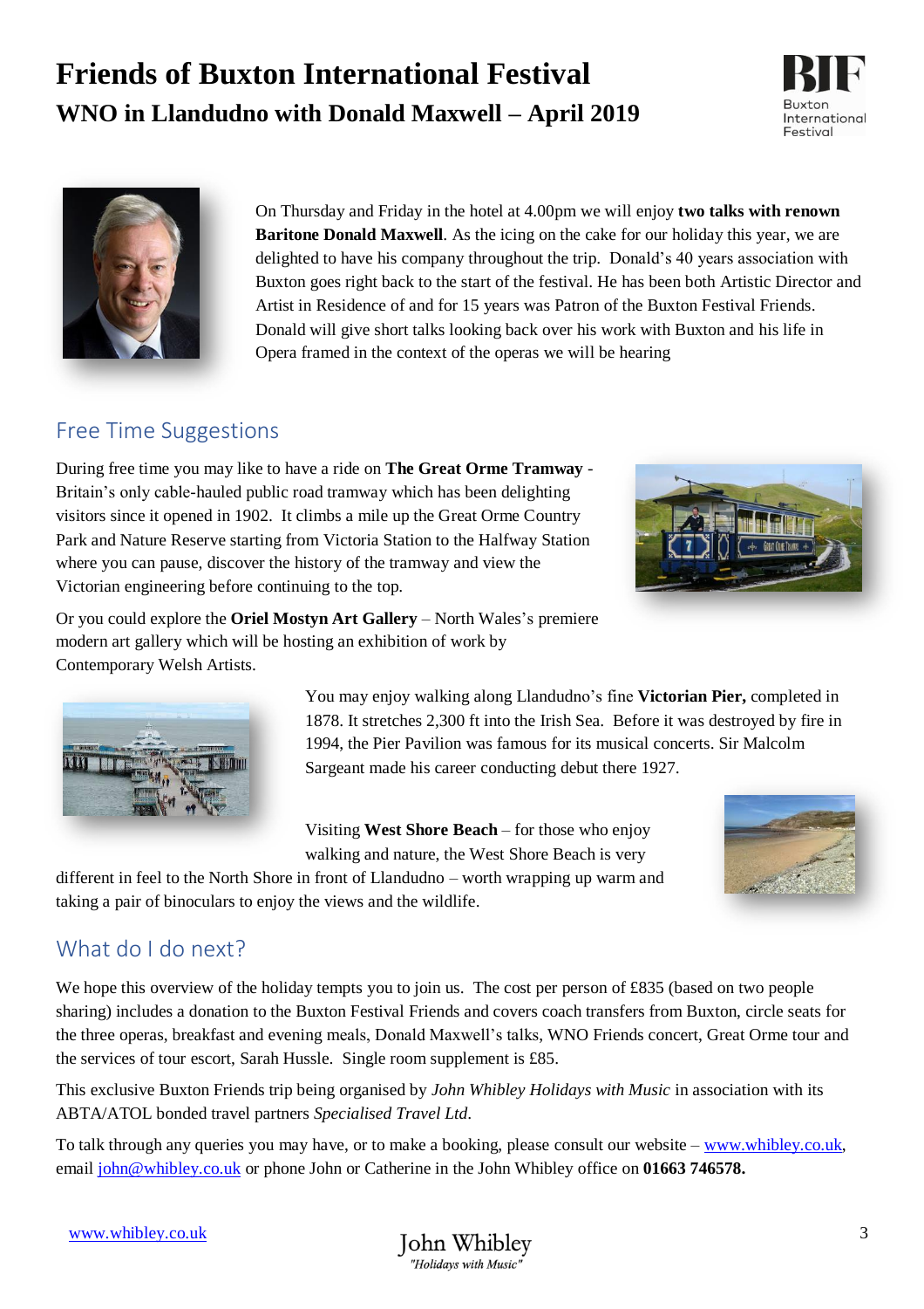# Friends of Buxton International Festival

## WNO in Llandudno with Donald Maxwell – April 2019

On Thursday and Friday in the hotel at 4.00pm we will enjoy **two talks with renown Baritone Donald Maxwell**. As the icing on the cake for our holiday this year, we are delighted to have his company throughout the trip. Donald's 40 years association with Buxton goes right back to the start of the festival. He has been both Artistic Director and Artist in Residence of and for 15 years was Patron of the Buxton Festival Friends. Donald will give short talks looking back over his work with Buxton and his life in Opera framed in the context of the operas we will be hearing

## Free Time Suggestions

During free time you may like to have a ride on **The Great Orme Tramway** - Britain's only cable-hauled public road tramway which has been delighting visitors since it opened in 1902. It climbs a mile up the Great Orme Country Park and Nature Reserve starting from Victoria Station to the Halfway Station where you can pause, discover the history of the tramway and view the Victorian engineering before continuing to the top.

Or you could explore the **Oriel Mostyn Art Gallery** – North Wales's premiere modern art gallery which will be hosting an exhibition of work by Contemporary Welsh Artists.

You may enjoy walking along Llandudno's fine **Victorian Pier,** completed in 1878. It stretches 2,300 ft into the Irish Sea. Before it was destroyed by fire in 1994, the Pier Pavilion was famous for its musical concerts. Sir Malcolm Sargeant made his career conducting debut there 1927.

Visiting **West Shore Beach** – for those who enjoy walking and nature, the West Shore Beach is very different in feel to the North Shore in front of Llandudno – worth wrapping up warm and taking a pair of binoculars to enjoy the views and the wildlife.

## What do I do next?

We hope this overview of the holiday tempts you to join us. The cost per person of £835 (based on two people sharing) includes a donation to the Buxton Festival Friends and covers coach transfers from Buxton, circle seats for the three operas, breakfast and evening meals, Donald Maxwell's talks, WNO Friends concert, Great Orme tour and the services of tour escort, Sarah Hussle. Single room supplement is £85.

This exclusive Buxton Friends trip being organised by *John Whibley Holidays with Music* in association with its ABTA/ATOL bonded travel partners *Specialised Travel Ltd.*

To talk through any queries you may have, or to make a booking, please consult our website – www.whibley.co.uk, email john@whibley.co.uk or phone John or Catherine in the John Whibley office on **01663 746578.**